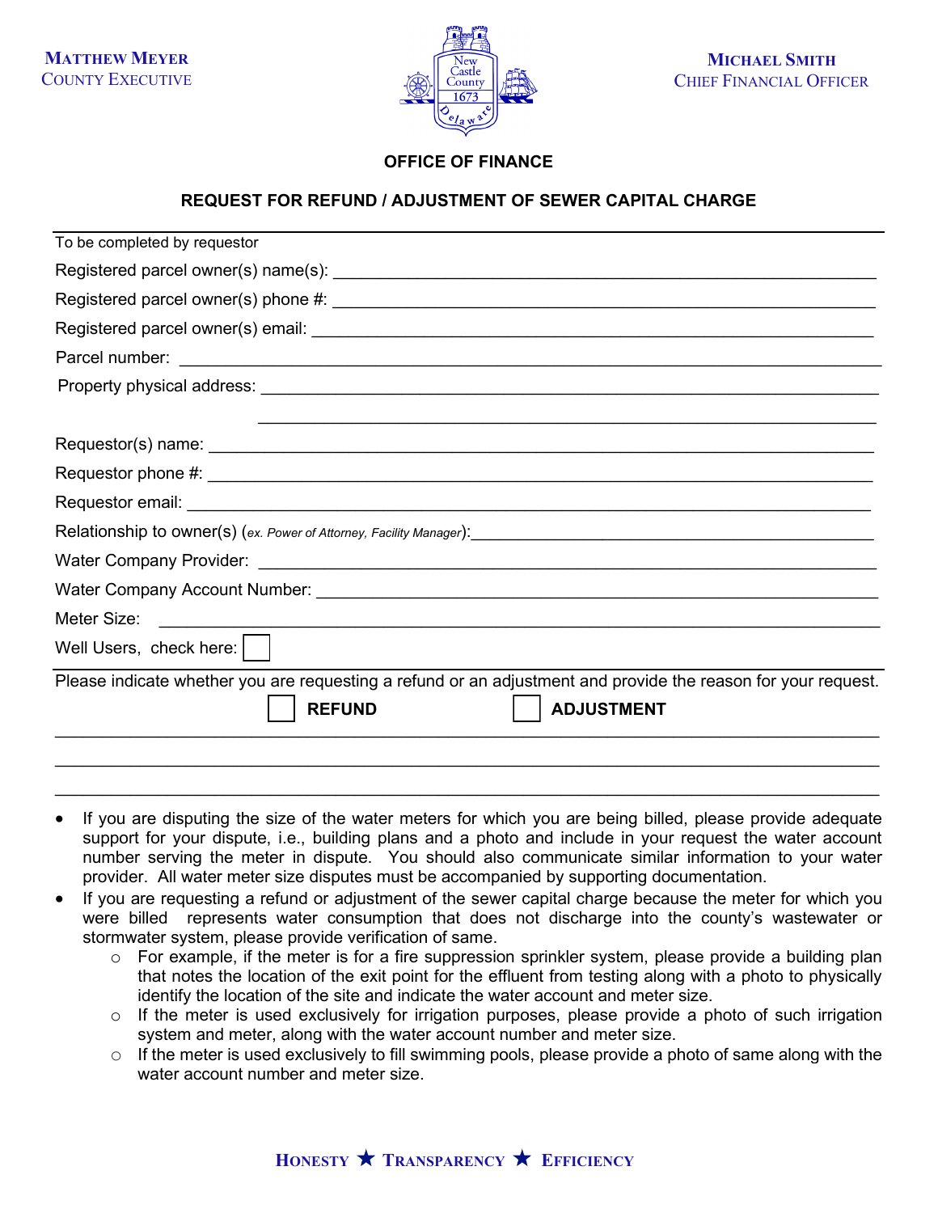**MATTHEW MEYER**
COUNTY EXECUTIVE

**MICHAEL SMITH**
CHIEF FINANCIAL OFFICER

## OFFICE OF FINANCE

### REQUEST FOR REFUND / ADJUSTMENT OF SEWER CAPITAL CHARGE

---

To be completed by requestor

Registered parcel owner(s) name(s): ____________________________________________

Registered parcel owner(s) phone #: ____________________________________________

Registered parcel owner(s) email: ____________________________________________

Parcel number: ____________________________________________

Property physical address: ____________________________________________

____________________________________________

Requestor(s) name: ____________________________________________

Requestor phone #: ____________________________________________

Requestor email: ____________________________________________

Relationship to owner(s) (*ex. Power of Attorney, Facility Manager*): ______________________________

Water Company Provider: ____________________________________________

Water Company Account Number: ____________________________________________

Meter Size: ____________________________________________

Well Users, check here: ☐

---

Please indicate whether you are requesting a refund or an adjustment and provide the reason for your request.

☐ **REFUND** ☐ **ADJUSTMENT**

____________________________________________________________________________

____________________________________________________________________________

____________________________________________________________________________

- If you are disputing the size of the water meters for which you are being billed, please provide adequate support for your dispute, i.e., building plans and a photo and include in your request the water account number serving the meter in dispute. You should also communicate similar information to your water provider. All water meter size disputes must be accompanied by supporting documentation.
- If you are requesting a refund or adjustment of the sewer capital charge because the meter for which you were billed represents water consumption that does not discharge into the county's wastewater or stormwater system, please provide verification of same.
  - For example, if the meter is for a fire suppression sprinkler system, please provide a building plan that notes the location of the exit point for the effluent from testing along with a photo to physically identify the location of the site and indicate the water account and meter size.
  - If the meter is used exclusively for irrigation purposes, please provide a photo of such irrigation system and meter, along with the water account number and meter size.
  - If the meter is used exclusively to fill swimming pools, please provide a photo of same along with the water account number and meter size.

HONESTY ★ TRANSPARENCY ★ EFFICIENCY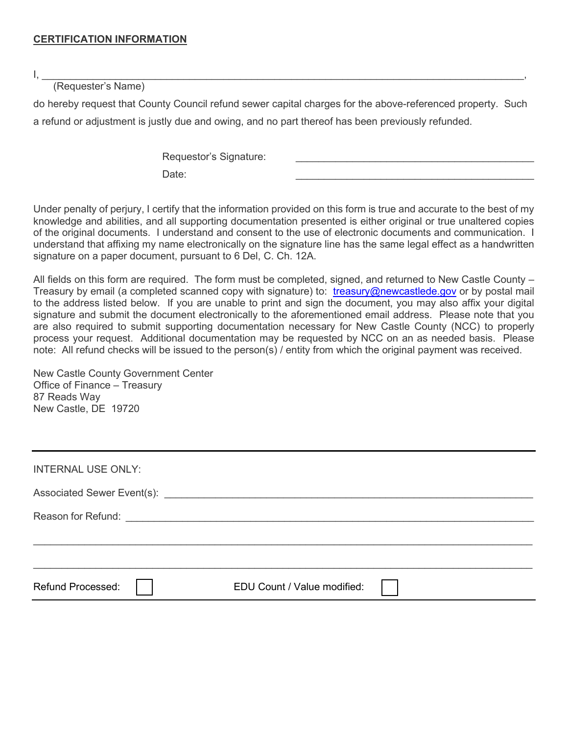**CERTIFICATION INFORMATION**

I, ________________________________________________________________________________,
(Requester's Name)

do hereby request that County Council refund sewer capital charges for the above-referenced property. Such a refund or adjustment is justly due and owing, and no part thereof has been previously refunded.

Requestor's Signature: ________________________________________

Date: ________________________________________

Under penalty of perjury, I certify that the information provided on this form is true and accurate to the best of my knowledge and abilities, and all supporting documentation presented is either original or true unaltered copies of the original documents. I understand and consent to the use of electronic documents and communication. I understand that affixing my name electronically on the signature line has the same legal effect as a handwritten signature on a paper document, pursuant to 6 Del, C. Ch. 12A.

All fields on this form are required. The form must be completed, signed, and returned to New Castle County – Treasury by email (a completed scanned copy with signature) to: treasury@newcastlede.gov or by postal mail to the address listed below. If you are unable to print and sign the document, you may also affix your digital signature and submit the document electronically to the aforementioned email address. Please note that you are also required to submit supporting documentation necessary for New Castle County (NCC) to properly process your request. Additional documentation may be requested by NCC on an as needed basis. Please note: All refund checks will be issued to the person(s) / entity from which the original payment was received.

New Castle County Government Center
Office of Finance – Treasury
87 Reads Way
New Castle, DE 19720

---

INTERNAL USE ONLY:

Associated Sewer Event(s): ________________________________________________________________

Reason for Refund: ________________________________________________________________

________________________________________________________________________________

________________________________________________________________________________

Refund Processed: ☐ EDU Count / Value modified: ☐